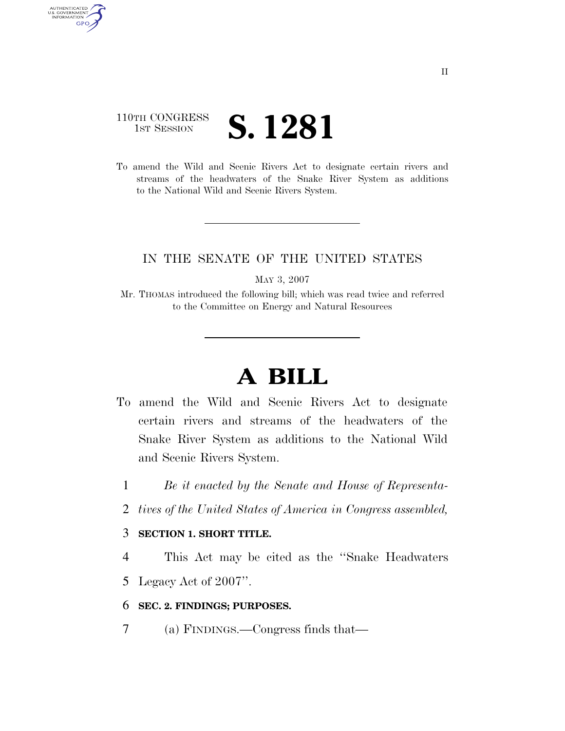110TH CONGRESS
1ST SESSION

# S. 1281

To amend the Wild and Scenic Rivers Act to designate certain rivers and streams of the headwaters of the Snake River System as additions to the National Wild and Scenic Rivers System.

IN THE SENATE OF THE UNITED STATES

MAY 3, 2007

Mr. THOMAS introduced the following bill; which was read twice and referred to the Committee on Energy and Natural Resources

# A BILL

To amend the Wild and Scenic Rivers Act to designate certain rivers and streams of the headwaters of the Snake River System as additions to the National Wild and Scenic Rivers System.

1 *Be it enacted by the Senate and House of Representa-*
2 *tives of the United States of America in Congress assembled,*

3 **SECTION 1. SHORT TITLE.**

4 This Act may be cited as the ''Snake Headwaters
5 Legacy Act of 2007''.

6 **SEC. 2. FINDINGS; PURPOSES.**

7 (a) FINDINGS.—Congress finds that—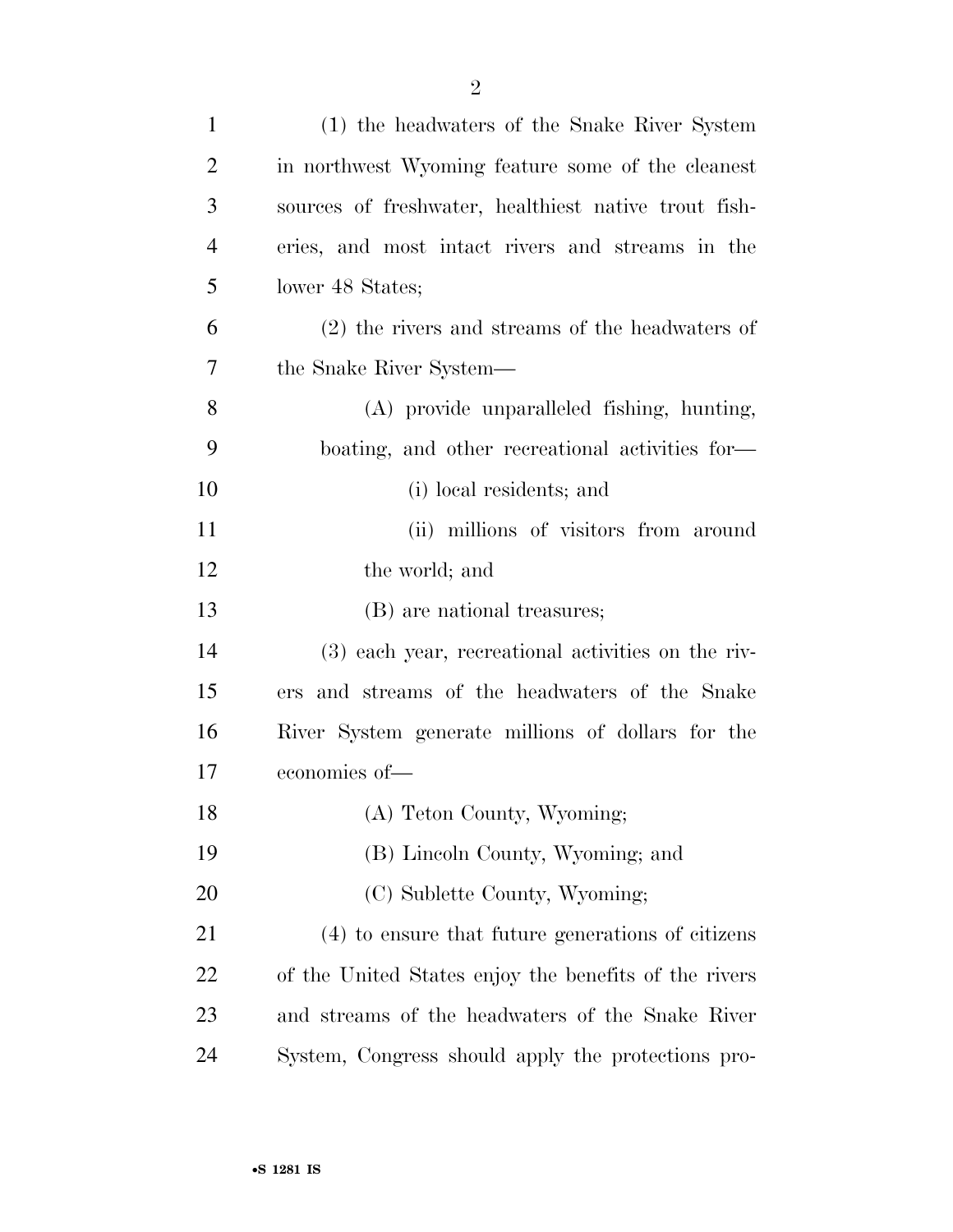(1) the headwaters of the Snake River System in northwest Wyoming feature some of the cleanest sources of freshwater, healthiest native trout fisheries, and most intact rivers and streams in the lower 48 States;

(2) the rivers and streams of the headwaters of the Snake River System—

(A) provide unparalleled fishing, hunting, boating, and other recreational activities for—

(i) local residents; and

(ii) millions of visitors from around the world; and

(B) are national treasures;

(3) each year, recreational activities on the rivers and streams of the headwaters of the Snake River System generate millions of dollars for the economies of—

(A) Teton County, Wyoming;

(B) Lincoln County, Wyoming; and

(C) Sublette County, Wyoming;

(4) to ensure that future generations of citizens of the United States enjoy the benefits of the rivers and streams of the headwaters of the Snake River System, Congress should apply the protections pro-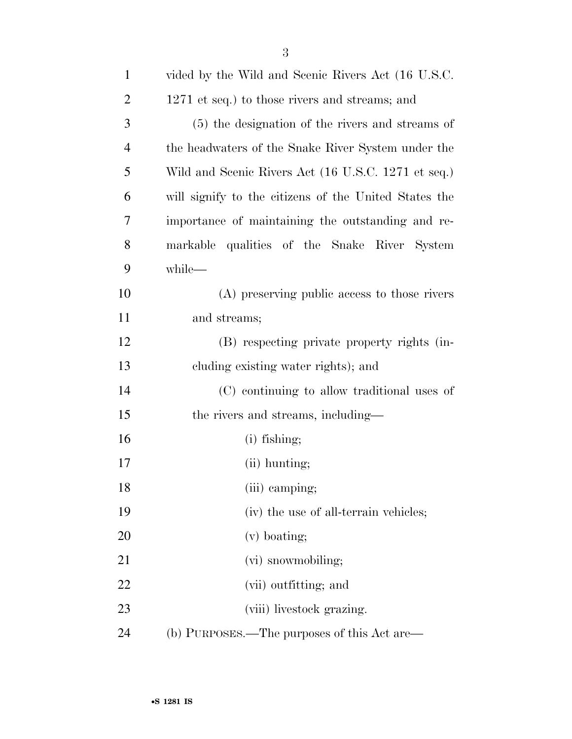vided by the Wild and Scenic Rivers Act (16 U.S.C. 1271 et seq.) to those rivers and streams; and

(5) the designation of the rivers and streams of the headwaters of the Snake River System under the Wild and Scenic Rivers Act (16 U.S.C. 1271 et seq.) will signify to the citizens of the United States the importance of maintaining the outstanding and remarkable qualities of the Snake River System while—

(A) preserving public access to those rivers and streams;

(B) respecting private property rights (including existing water rights); and

(C) continuing to allow traditional uses of the rivers and streams, including—

(i) fishing;

(ii) hunting;

(iii) camping;

(iv) the use of all-terrain vehicles;

(v) boating;

(vi) snowmobiling;

(vii) outfitting; and

(viii) livestock grazing.

(b) PURPOSES.—The purposes of this Act are—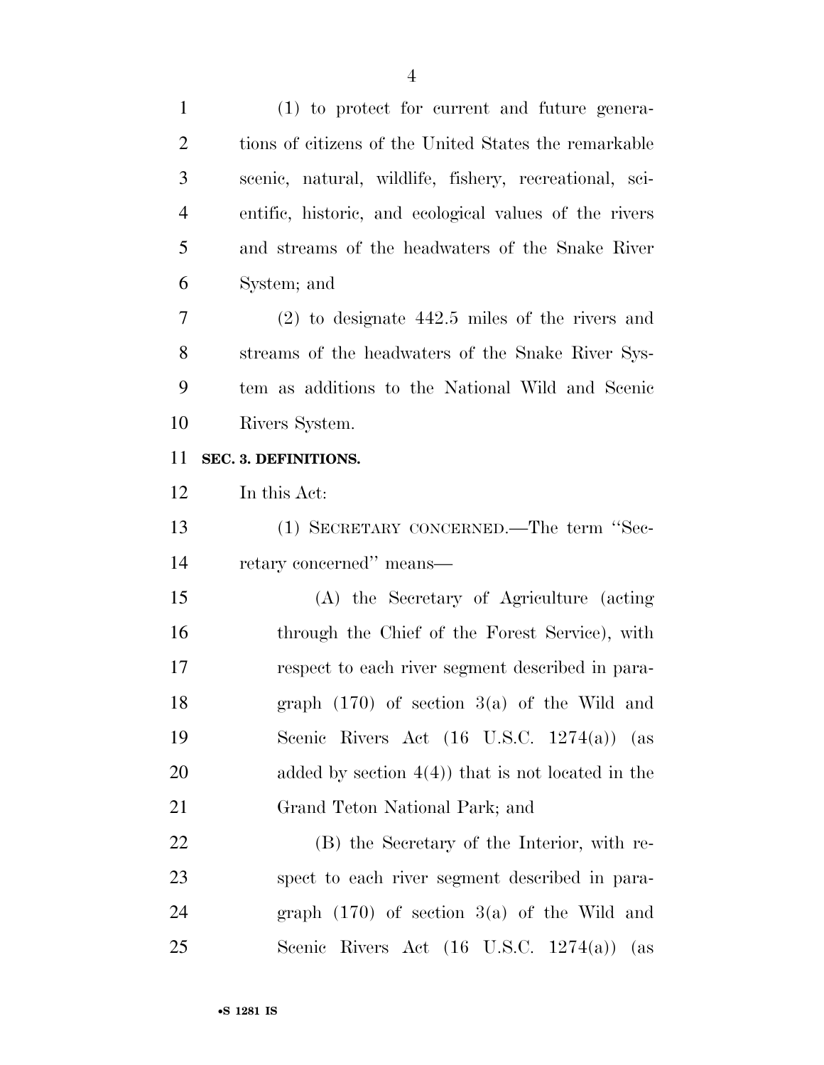(1) to protect for current and future generations of citizens of the United States the remarkable scenic, natural, wildlife, fishery, recreational, scientific, historic, and ecological values of the rivers and streams of the headwaters of the Snake River System; and

(2) to designate 442.5 miles of the rivers and streams of the headwaters of the Snake River System as additions to the National Wild and Scenic Rivers System.

**SEC. 3. DEFINITIONS.**

In this Act:

(1) SECRETARY CONCERNED.—The term ''Secretary concerned'' means—

(A) the Secretary of Agriculture (acting through the Chief of the Forest Service), with respect to each river segment described in paragraph (170) of section 3(a) of the Wild and Scenic Rivers Act (16 U.S.C. 1274(a)) (as added by section 4(4)) that is not located in the Grand Teton National Park; and

(B) the Secretary of the Interior, with respect to each river segment described in paragraph (170) of section 3(a) of the Wild and Scenic Rivers Act (16 U.S.C. 1274(a)) (as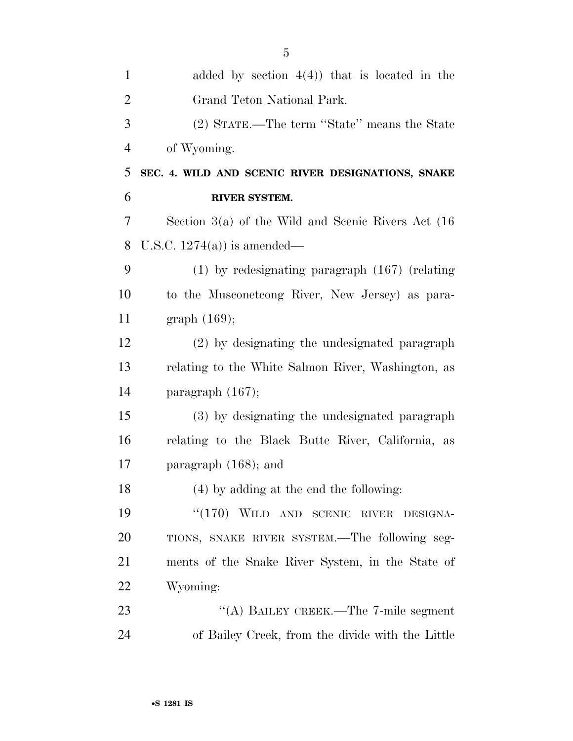added by section 4(4)) that is located in the Grand Teton National Park.

(2) STATE.—The term ''State'' means the State of Wyoming.

**SEC. 4. WILD AND SCENIC RIVER DESIGNATIONS, SNAKE RIVER SYSTEM.**

Section 3(a) of the Wild and Scenic Rivers Act (16 U.S.C. 1274(a)) is amended—

(1) by redesignating paragraph (167) (relating to the Musconetcong River, New Jersey) as paragraph (169);

(2) by designating the undesignated paragraph relating to the White Salmon River, Washington, as paragraph (167);

(3) by designating the undesignated paragraph relating to the Black Butte River, California, as paragraph (168); and

(4) by adding at the end the following:

''(170) WILD AND SCENIC RIVER DESIGNATIONS, SNAKE RIVER SYSTEM.—The following segments of the Snake River System, in the State of Wyoming:

''(A) BAILEY CREEK.—The 7-mile segment of Bailey Creek, from the divide with the Little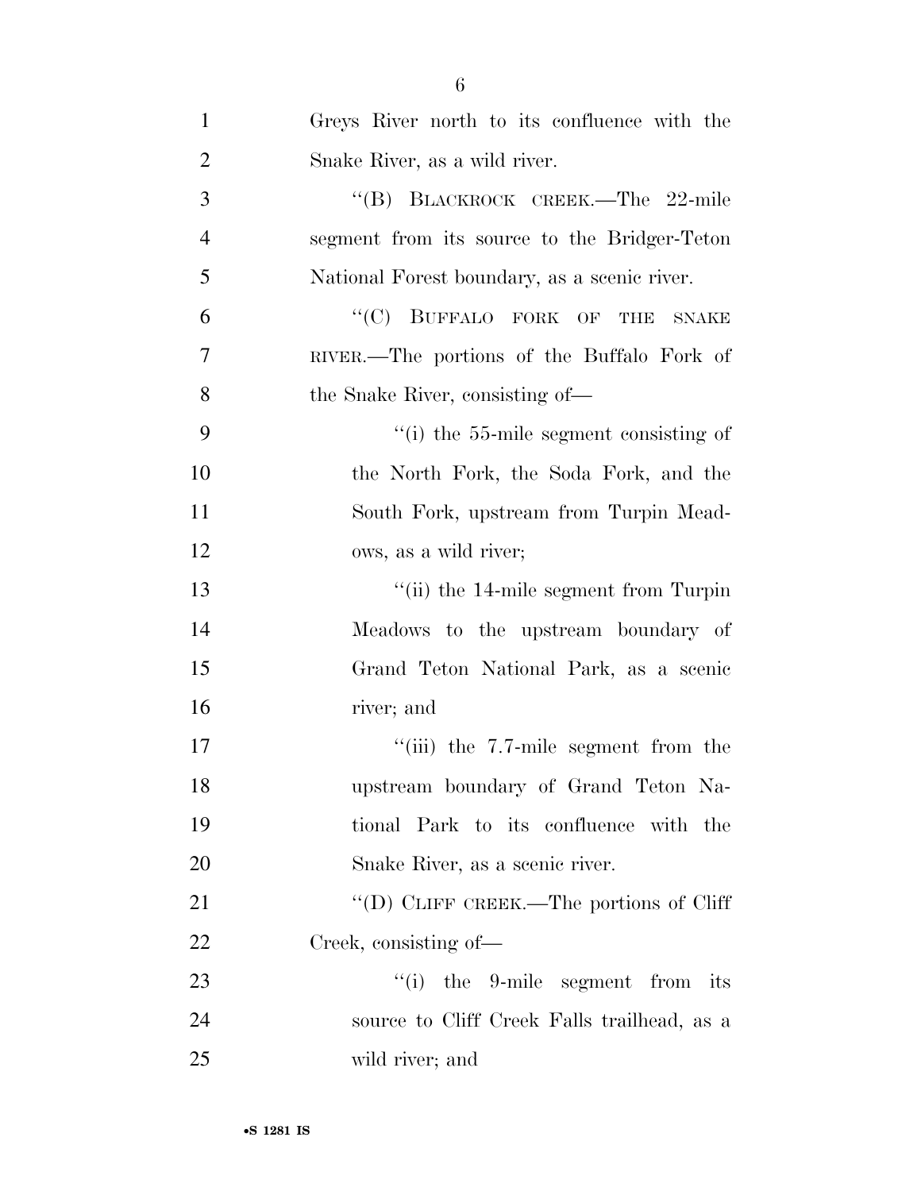Greys River north to its confluence with the Snake River, as a wild river.

''(B) BLACKROCK CREEK.—The 22-mile segment from its source to the Bridger-Teton National Forest boundary, as a scenic river.

''(C) BUFFALO FORK OF THE SNAKE RIVER.—The portions of the Buffalo Fork of the Snake River, consisting of—

''(i) the 55-mile segment consisting of the North Fork, the Soda Fork, and the South Fork, upstream from Turpin Meadows, as a wild river;

''(ii) the 14-mile segment from Turpin Meadows to the upstream boundary of Grand Teton National Park, as a scenic river; and

''(iii) the 7.7-mile segment from the upstream boundary of Grand Teton National Park to its confluence with the Snake River, as a scenic river.

''(D) CLIFF CREEK.—The portions of Cliff Creek, consisting of—

''(i) the 9-mile segment from its source to Cliff Creek Falls trailhead, as a wild river; and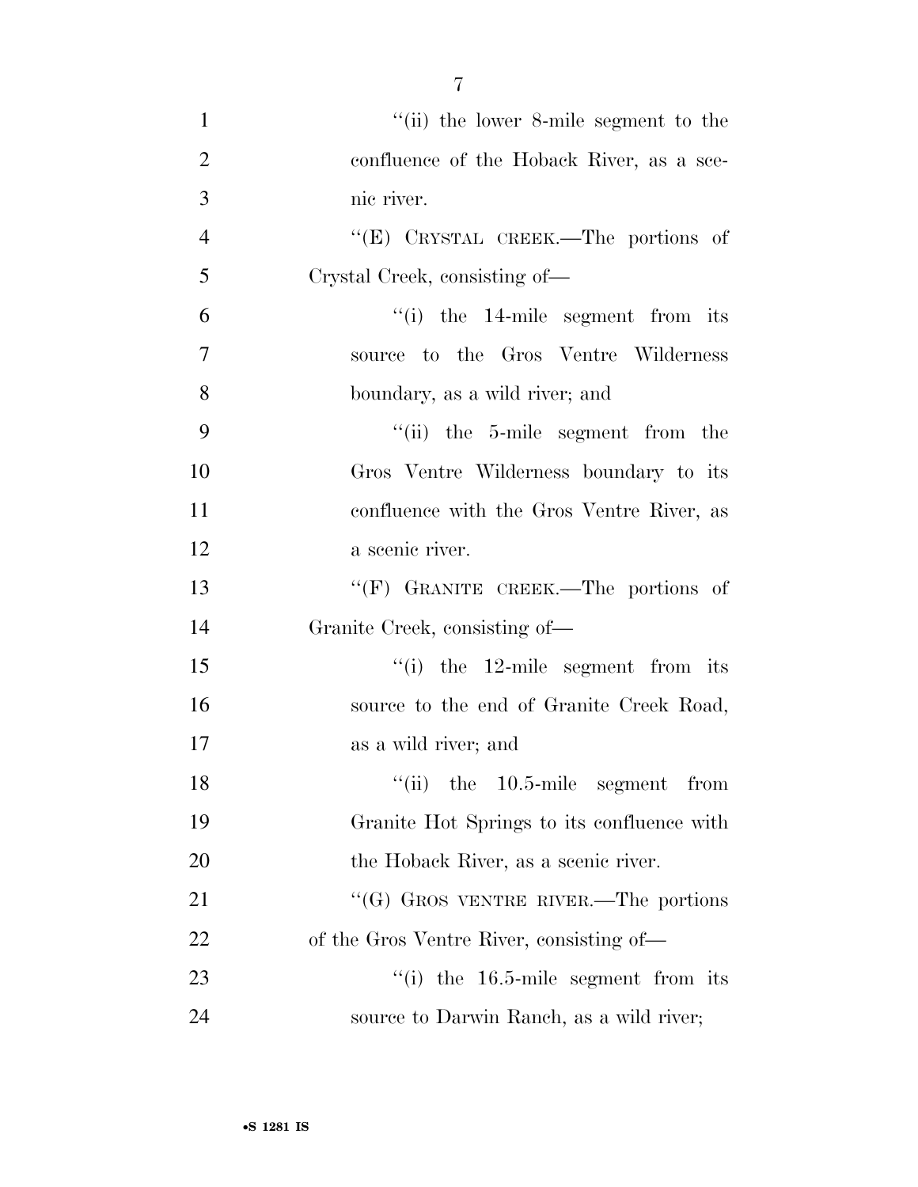"(ii) the lower 8-mile segment to the confluence of the Hoback River, as a scenic river.

"(E) CRYSTAL CREEK.—The portions of Crystal Creek, consisting of—

"(i) the 14-mile segment from its source to the Gros Ventre Wilderness boundary, as a wild river; and

"(ii) the 5-mile segment from the Gros Ventre Wilderness boundary to its confluence with the Gros Ventre River, as a scenic river.

"(F) GRANITE CREEK.—The portions of Granite Creek, consisting of—

"(i) the 12-mile segment from its source to the end of Granite Creek Road, as a wild river; and

"(ii) the 10.5-mile segment from Granite Hot Springs to its confluence with the Hoback River, as a scenic river.

"(G) GROS VENTRE RIVER.—The portions of the Gros Ventre River, consisting of—

"(i) the 16.5-mile segment from its source to Darwin Ranch, as a wild river;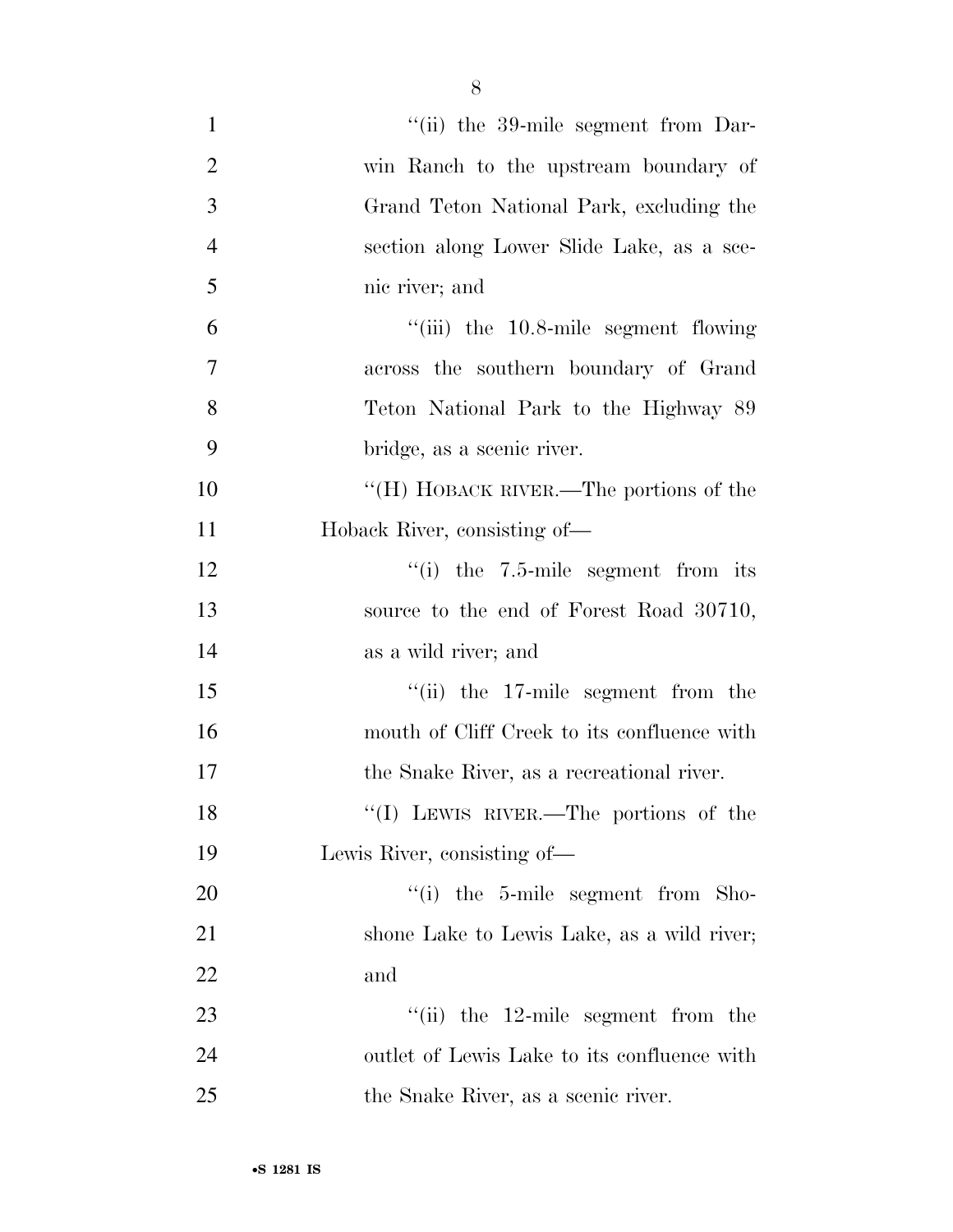"(ii) the 39-mile segment from Darwin Ranch to the upstream boundary of Grand Teton National Park, excluding the section along Lower Slide Lake, as a scenic river; and

"(iii) the 10.8-mile segment flowing across the southern boundary of Grand Teton National Park to the Highway 89 bridge, as a scenic river.

"(H) HOBACK RIVER.—The portions of the Hoback River, consisting of—

"(i) the 7.5-mile segment from its source to the end of Forest Road 30710, as a wild river; and

"(ii) the 17-mile segment from the mouth of Cliff Creek to its confluence with the Snake River, as a recreational river.

"(I) LEWIS RIVER.—The portions of the Lewis River, consisting of—

"(i) the 5-mile segment from Shoshone Lake to Lewis Lake, as a wild river; and

"(ii) the 12-mile segment from the outlet of Lewis Lake to its confluence with the Snake River, as a scenic river.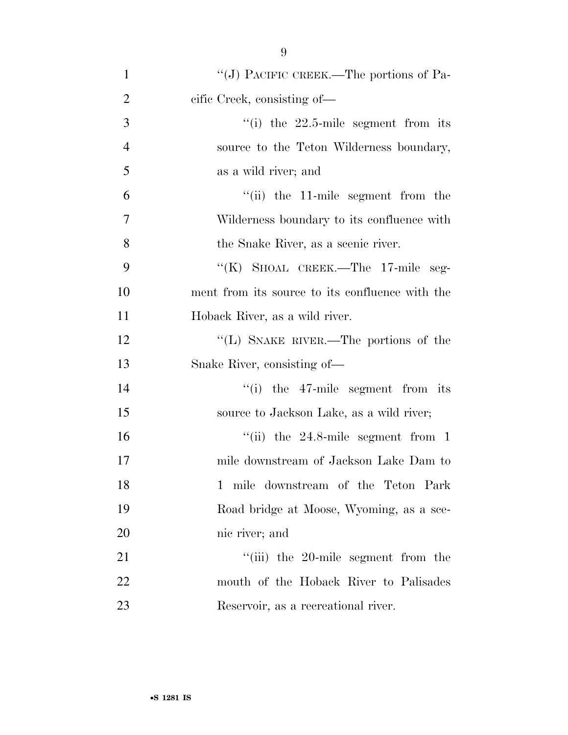"(J) PACIFIC CREEK.—The portions of Pacific Creek, consisting of—

"(i) the 22.5-mile segment from its source to the Teton Wilderness boundary, as a wild river; and

"(ii) the 11-mile segment from the Wilderness boundary to its confluence with the Snake River, as a scenic river.

"(K) SHOAL CREEK.—The 17-mile segment from its source to its confluence with the Hoback River, as a wild river.

"(L) SNAKE RIVER.—The portions of the Snake River, consisting of—

"(i) the 47-mile segment from its source to Jackson Lake, as a wild river;

"(ii) the 24.8-mile segment from 1 mile downstream of Jackson Lake Dam to 1 mile downstream of the Teton Park Road bridge at Moose, Wyoming, as a scenic river; and

"(iii) the 20-mile segment from the mouth of the Hoback River to Palisades Reservoir, as a recreational river.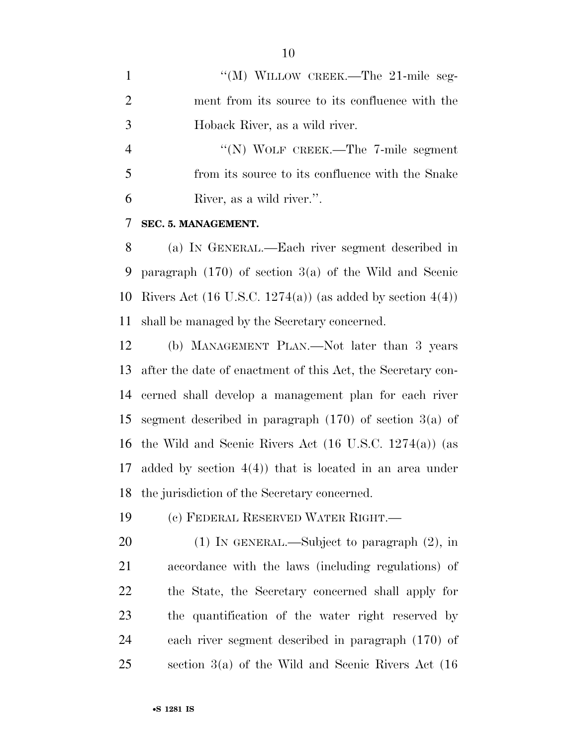"(M) WILLOW CREEK.—The 21-mile segment from its source to its confluence with the Hoback River, as a wild river.

"(N) WOLF CREEK.—The 7-mile segment from its source to its confluence with the Snake River, as a wild river.".

**SEC. 5. MANAGEMENT.**

(a) IN GENERAL.—Each river segment described in paragraph (170) of section 3(a) of the Wild and Scenic Rivers Act (16 U.S.C. 1274(a)) (as added by section 4(4)) shall be managed by the Secretary concerned.

(b) MANAGEMENT PLAN.—Not later than 3 years after the date of enactment of this Act, the Secretary concerned shall develop a management plan for each river segment described in paragraph (170) of section 3(a) of the Wild and Scenic Rivers Act (16 U.S.C. 1274(a)) (as added by section 4(4)) that is located in an area under the jurisdiction of the Secretary concerned.

(c) FEDERAL RESERVED WATER RIGHT.—

(1) IN GENERAL.—Subject to paragraph (2), in accordance with the laws (including regulations) of the State, the Secretary concerned shall apply for the quantification of the water right reserved by each river segment described in paragraph (170) of section 3(a) of the Wild and Scenic Rivers Act (16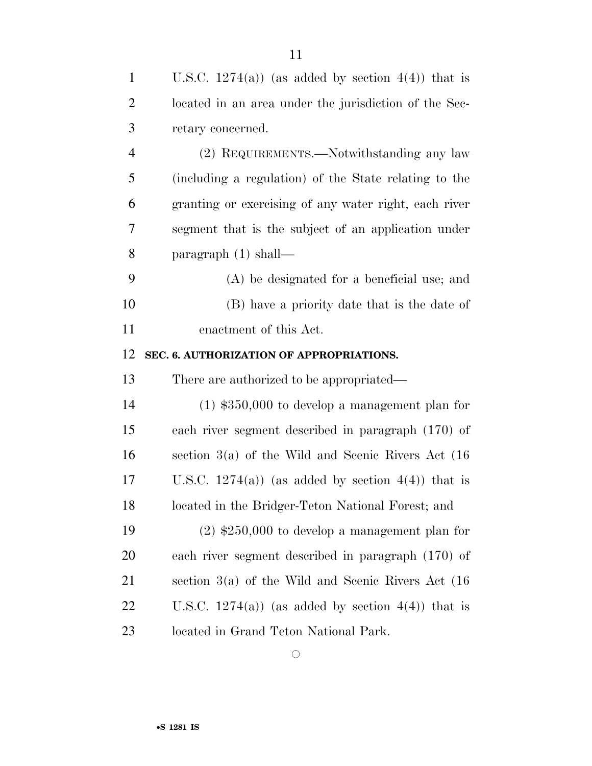U.S.C. 1274(a)) (as added by section 4(4)) that is located in an area under the jurisdiction of the Secretary concerned.

(2) REQUIREMENTS.—Notwithstanding any law (including a regulation) of the State relating to the granting or exercising of any water right, each river segment that is the subject of an application under paragraph (1) shall—

(A) be designated for a beneficial use; and

(B) have a priority date that is the date of enactment of this Act.

**SEC. 6. AUTHORIZATION OF APPROPRIATIONS.**

There are authorized to be appropriated—

(1) $350,000 to develop a management plan for each river segment described in paragraph (170) of section 3(a) of the Wild and Scenic Rivers Act (16 U.S.C. 1274(a)) (as added by section 4(4)) that is located in the Bridger-Teton National Forest; and

(2) $250,000 to develop a management plan for each river segment described in paragraph (170) of section 3(a) of the Wild and Scenic Rivers Act (16 U.S.C. 1274(a)) (as added by section 4(4)) that is located in Grand Teton National Park.

○